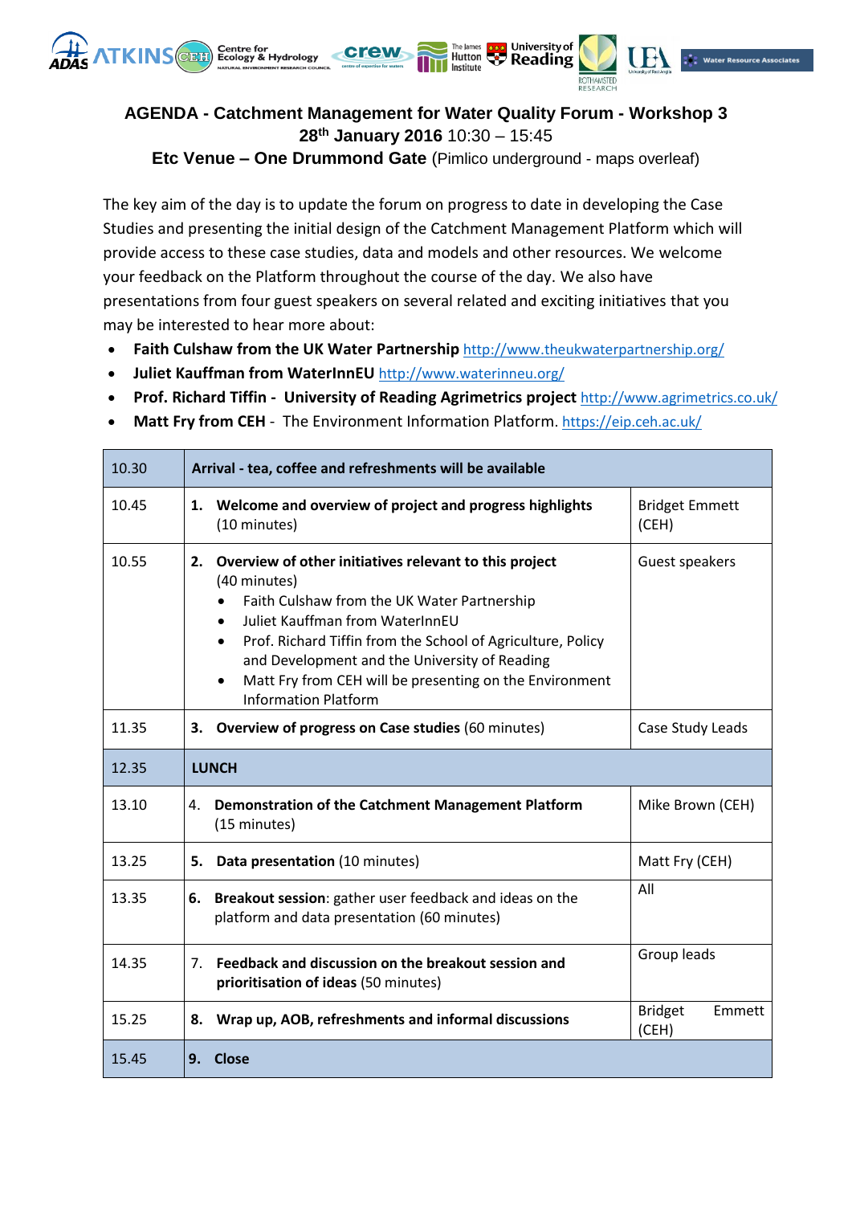# AGENDA - Catchment Management for Water Quality Forum - Workshop 3

**28th January 2016** 10:30 – 15:45

**Etc Venue – One Drummond Gate** (Pimlico underground - maps overleaf)

The key aim of the day is to update the forum on progress to date in developing the Case Studies and presenting the initial design of the Catchment Management Platform which will provide access to these case studies, data and models and other resources. We welcome your feedback on the Platform throughout the course of the day. We also have presentations from four guest speakers on several related and exciting initiatives that you may be interested to hear more about:

- **Faith Culshaw from the UK Water Partnership** http://www.theukwaterpartnership.org/
- **Juliet Kauffman from WaterInnEU** http://www.waterinneu.org/
- **Prof. Richard Tiffin - University of Reading Agrimetrics project** http://www.agrimetrics.co.uk/
- **Matt Fry from CEH** - The Environment Information Platform. https://eip.ceh.ac.uk/

| | | |
|---|---|---|
| 10.30 | **Arrival - tea, coffee and refreshments will be available** | |
| 10.45 | **1. Welcome and overview of project and progress highlights** (10 minutes) | Bridget Emmett (CEH) |
| 10.55 | **2. Overview of other initiatives relevant to this project** (40 minutes)<br>• Faith Culshaw from the UK Water Partnership<br>• Juliet Kauffman from WaterInnEU<br>• Prof. Richard Tiffin from the School of Agriculture, Policy and Development and the University of Reading<br>• Matt Fry from CEH will be presenting on the Environment Information Platform | Guest speakers |
| 11.35 | **3. Overview of progress on Case studies** (60 minutes) | Case Study Leads |
| 12.35 | **LUNCH** | |
| 13.10 | 4. **Demonstration of the Catchment Management Platform** (15 minutes) | Mike Brown (CEH) |
| 13.25 | **5. Data presentation** (10 minutes) | Matt Fry (CEH) |
| 13.35 | **6. Breakout session**: gather user feedback and ideas on the platform and data presentation (60 minutes) | All |
| 14.35 | 7. **Feedback and discussion on the breakout session and prioritisation of ideas** (50 minutes) | Group leads |
| 15.25 | **8. Wrap up, AOB, refreshments and informal discussions** | Bridget Emmett (CEH) |
| 15.45 | **9. Close** | |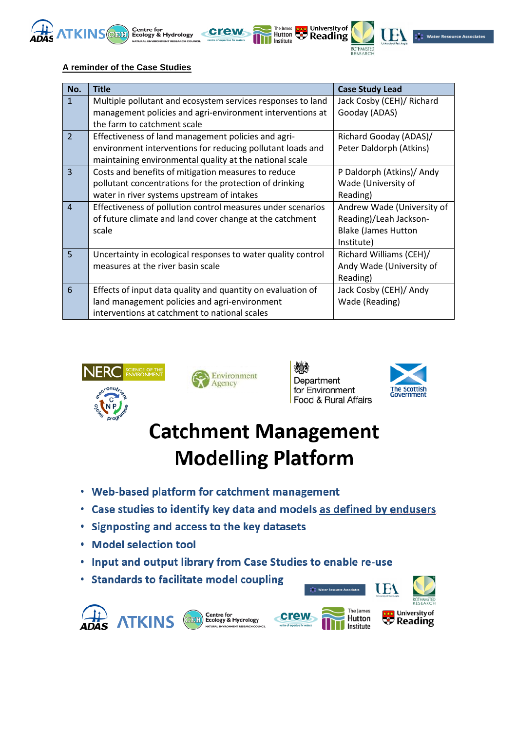**A reminder of the Case Studies**

| No. | Title | Case Study Lead |
|---|---|---|
| 1 | Multiple pollutant and ecosystem services responses to land management policies and agri-environment interventions at the farm to catchment scale | Jack Cosby (CEH)/ Richard Gooday (ADAS) |
| 2 | Effectiveness of land management policies and agri-environment interventions for reducing pollutant loads and maintaining environmental quality at the national scale | Richard Gooday (ADAS)/ Peter Daldorph (Atkins) |
| 3 | Costs and benefits of mitigation measures to reduce pollutant concentrations for the protection of drinking water in river systems upstream of intakes | P Daldorph (Atkins)/ Andy Wade (University of Reading) |
| 4 | Effectiveness of pollution control measures under scenarios of future climate and land cover change at the catchment scale | Andrew Wade (University of Reading)/Leah Jackson-Blake (James Hutton Institute) |
| 5 | Uncertainty in ecological responses to water quality control measures at the river basin scale | Richard Williams (CEH)/ Andy Wade (University of Reading) |
| 6 | Effects of input data quality and quantity on evaluation of land management policies and agri-environment interventions at catchment to national scales | Jack Cosby (CEH)/ Andy Wade (Reading) |

# Catchment Management Modelling Platform

- **Web-based platform for catchment management**
- **Case studies to identify key data and models as defined by endusers**
- **Signposting and access to the key datasets**
- **Model selection tool**
- **Input and output library from Case Studies to enable re-use**
- **Standards to facilitate model coupling**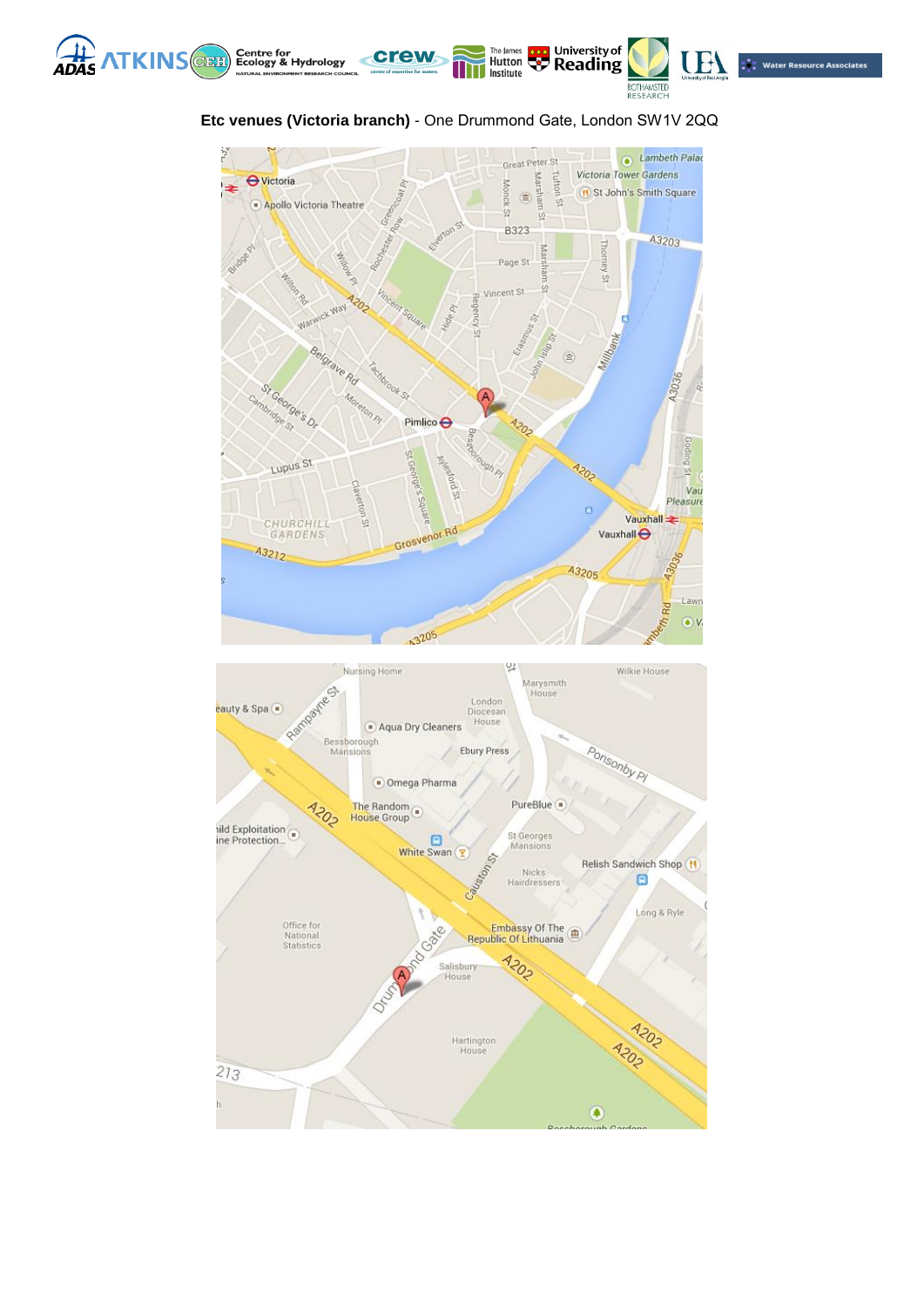**Etc venues (Victoria branch)** - One Drummond Gate, London SW1V 2QQ